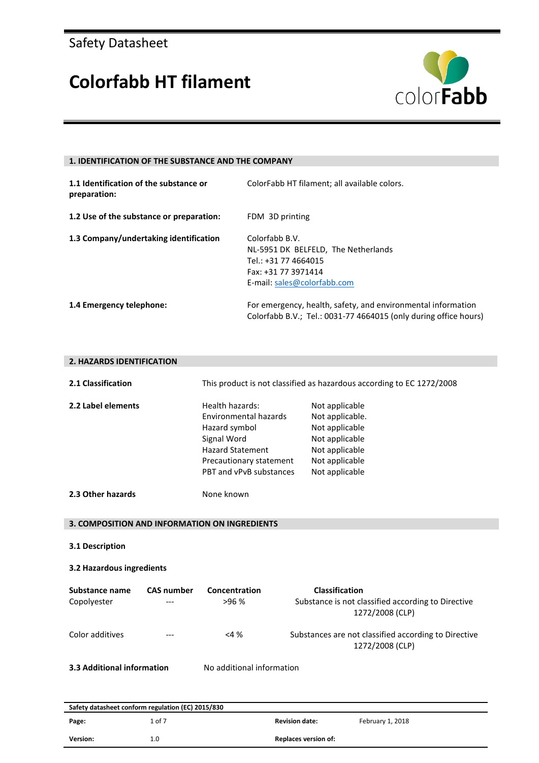Safety Datasheet

# Colorfabb HT filament

## 1. IDENTIFICATION OF THE SUBSTANCE AND THE COMPANY

| | |
|---|---|
| **1.1 Identification of the substance or preparation:** | ColorFabb HT filament; all available colors. |
| **1.2 Use of the substance or preparation:** | FDM 3D printing |
| **1.3 Company/undertaking identification** | Colorfabb B.V.<br>NL-5951 DK BELFELD, The Netherlands<br>Tel.: +31 77 4664015<br>Fax: +31 77 3971414<br>E-mail: sales@colorfabb.com |
| **1.4 Emergency telephone:** | For emergency, health, safety, and environmental information<br>Colorfabb B.V.; Tel.: 0031-77 4664015 (only during office hours) |

## 2. HAZARDS IDENTIFICATION

**2.1 Classification** — This product is not classified as hazardous according to EC 1272/2008

**2.2 Label elements**

| | |
|---|---|
| Health hazards: | Not applicable |
| Environmental hazards | Not applicable. |
| Hazard symbol | Not applicable |
| Signal Word | Not applicable |
| Hazard Statement | Not applicable |
| Precautionary statement | Not applicable |
| PBT and vPvB substances | Not applicable |

**2.3 Other hazards** — None known

## 3. COMPOSITION AND INFORMATION ON INGREDIENTS

**3.1 Description**

**3.2 Hazardous ingredients**

| Substance name | CAS number | Concentration | Classification |
|---|---|---|---|
| Copolyester | --- | >96 % | Substance is not classified according to Directive 1272/2008 (CLP) |
| Color additives | --- | <4 % | Substances are not classified according to Directive 1272/2008 (CLP) |

**3.3 Additional information** — No additional information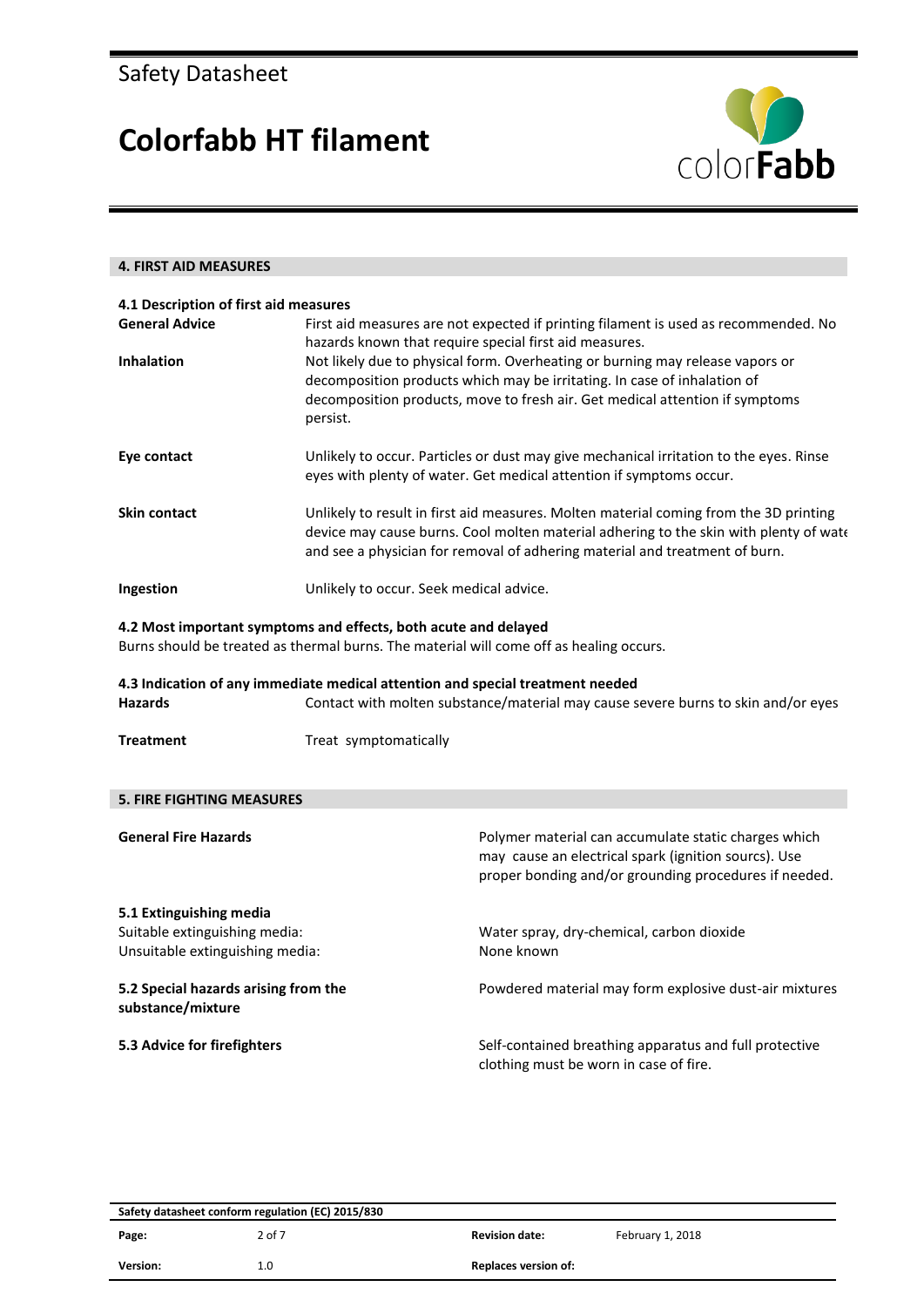## 4. FIRST AID MEASURES

### 4.1 Description of first aid measures

**General Advice** — First aid measures are not expected if printing filament is used as recommended. No hazards known that require special first aid measures.

**Inhalation** — Not likely due to physical form. Overheating or burning may release vapors or decomposition products which may be irritating. In case of inhalation of decomposition products, move to fresh air. Get medical attention if symptoms persist.

**Eye contact** — Unlikely to occur. Particles or dust may give mechanical irritation to the eyes. Rinse eyes with plenty of water. Get medical attention if symptoms occur.

**Skin contact** — Unlikely to result in first aid measures. Molten material coming from the 3D printing device may cause burns. Cool molten material adhering to the skin with plenty of wate and see a physician for removal of adhering material and treatment of burn.

**Ingestion** — Unlikely to occur. Seek medical advice.

### 4.2 Most important symptoms and effects, both acute and delayed

Burns should be treated as thermal burns. The material will come off as healing occurs.

### 4.3 Indication of any immediate medical attention and special treatment needed

**Hazards** — Contact with molten substance/material may cause severe burns to skin and/or eyes

**Treatment** — Treat symptomatically

## 5. FIRE FIGHTING MEASURES

**General Fire Hazards** — Polymer material can accumulate static charges which may cause an electrical spark (ignition sourcs). Use proper bonding and/or grounding procedures if needed.

### 5.1 Extinguishing media

Suitable extinguishing media: Water spray, dry-chemical, carbon dioxide

Unsuitable extinguishing media: None known

### 5.2 Special hazards arising from the substance/mixture

Powdered material may form explosive dust-air mixtures

### 5.3 Advice for firefighters

Self-contained breathing apparatus and full protective clothing must be worn in case of fire.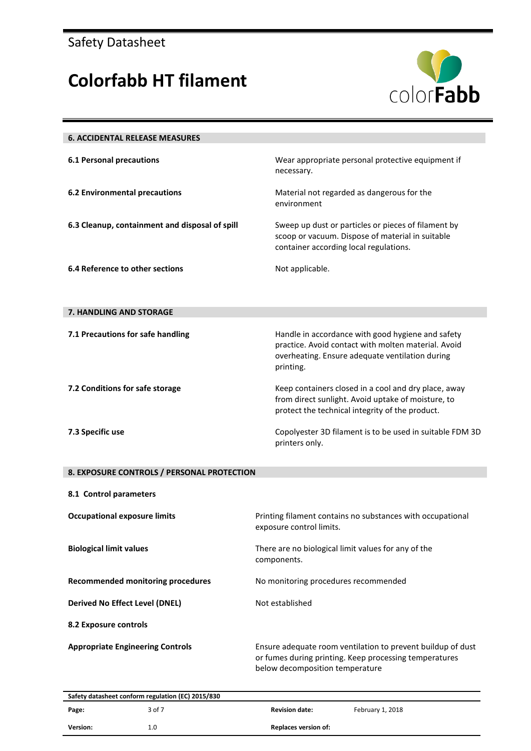## 6. ACCIDENTAL RELEASE MEASURES

| | |
|---|---|
| **6.1 Personal precautions** | Wear appropriate personal protective equipment if necessary. |
| **6.2 Environmental precautions** | Material not regarded as dangerous for the environment |
| **6.3 Cleanup, containment and disposal of spill** | Sweep up dust or particles or pieces of filament by scoop or vacuum. Dispose of material in suitable container according local regulations. |
| **6.4 Reference to other sections** | Not applicable. |

## 7. HANDLING AND STORAGE

| | |
|---|---|
| **7.1 Precautions for safe handling** | Handle in accordance with good hygiene and safety practice. Avoid contact with molten material. Avoid overheating. Ensure adequate ventilation during printing. |
| **7.2 Conditions for safe storage** | Keep containers closed in a cool and dry place, away from direct sunlight. Avoid uptake of moisture, to protect the technical integrity of the product. |
| **7.3 Specific use** | Copolyester 3D filament is to be used in suitable FDM 3D printers only. |

## 8. EXPOSURE CONTROLS / PERSONAL PROTECTION

**8.1 Control parameters**

| | |
|---|---|
| **Occupational exposure limits** | Printing filament contains no substances with occupational exposure control limits. |
| **Biological limit values** | There are no biological limit values for any of the components. |
| **Recommended monitoring procedures** | No monitoring procedures recommended |
| **Derived No Effect Level (DNEL)** | Not established |

**8.2 Exposure controls**

| | |
|---|---|
| **Appropriate Engineering Controls** | Ensure adequate room ventilation to prevent buildup of dust or fumes during printing. Keep processing temperatures below decomposition temperature |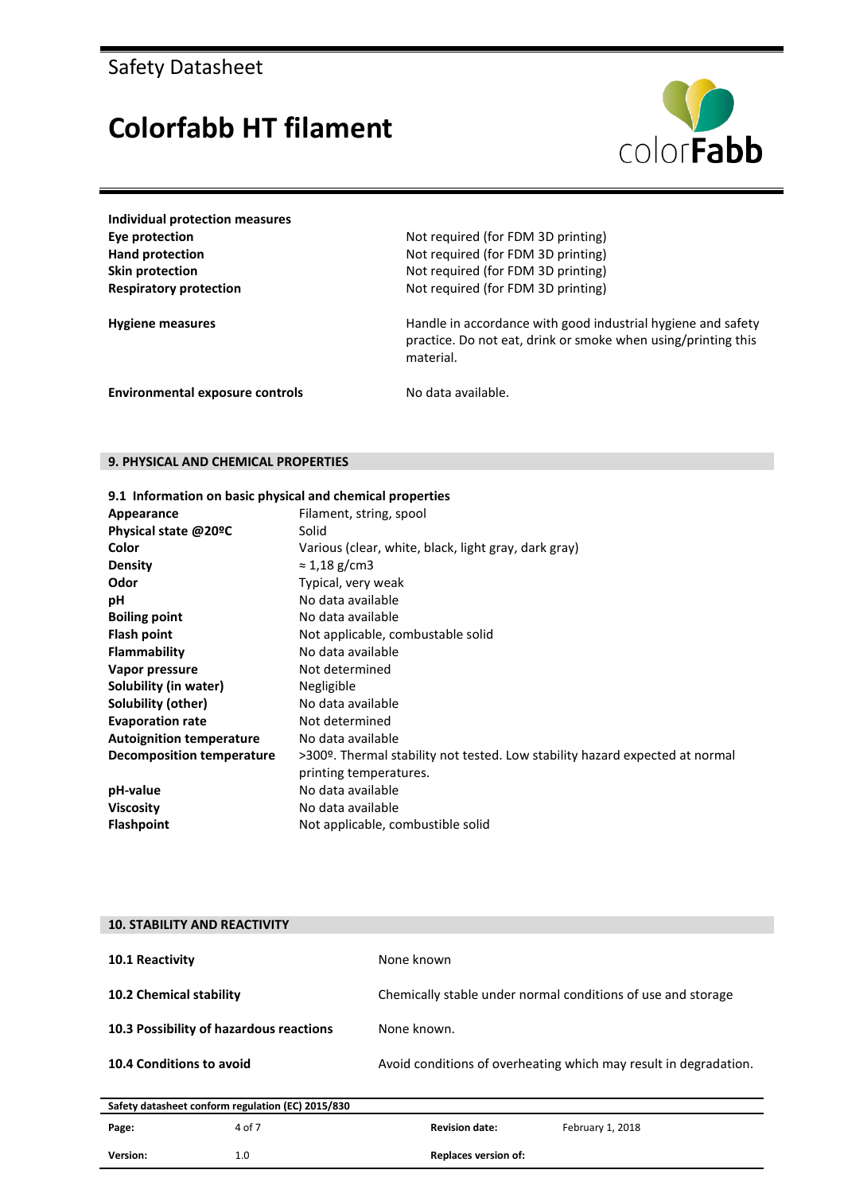**Individual protection measures**

| | |
|---|---|
| **Eye protection** | Not required (for FDM 3D printing) |
| **Hand protection** | Not required (for FDM 3D printing) |
| **Skin protection** | Not required (for FDM 3D printing) |
| **Respiratory protection** | Not required (for FDM 3D printing) |
| **Hygiene measures** | Handle in accordance with good industrial hygiene and safety practice. Do not eat, drink or smoke when using/printing this material. |
| **Environmental exposure controls** | No data available. |

## 9. PHYSICAL AND CHEMICAL PROPERTIES

### 9.1 Information on basic physical and chemical properties

| | |
|---|---|
| **Appearance** | Filament, string, spool |
| **Physical state @20ºC** | Solid |
| **Color** | Various (clear, white, black, light gray, dark gray) |
| **Density** | ≈ 1,18 g/cm3 |
| **Odor** | Typical, very weak |
| **pH** | No data available |
| **Boiling point** | No data available |
| **Flash point** | Not applicable, combustable solid |
| **Flammability** | No data available |
| **Vapor pressure** | Not determined |
| **Solubility (in water)** | Negligible |
| **Solubility (other)** | No data available |
| **Evaporation rate** | Not determined |
| **Autoignition temperature** | No data available |
| **Decomposition temperature** | >300º. Thermal stability not tested. Low stability hazard expected at normal printing temperatures. |
| **pH-value** | No data available |
| **Viscosity** | No data available |
| **Flashpoint** | Not applicable, combustible solid |

## 10. STABILITY AND REACTIVITY

| | |
|---|---|
| **10.1 Reactivity** | None known |
| **10.2 Chemical stability** | Chemically stable under normal conditions of use and storage |
| **10.3 Possibility of hazardous reactions** | None known. |
| **10.4 Conditions to avoid** | Avoid conditions of overheating which may result in degradation. |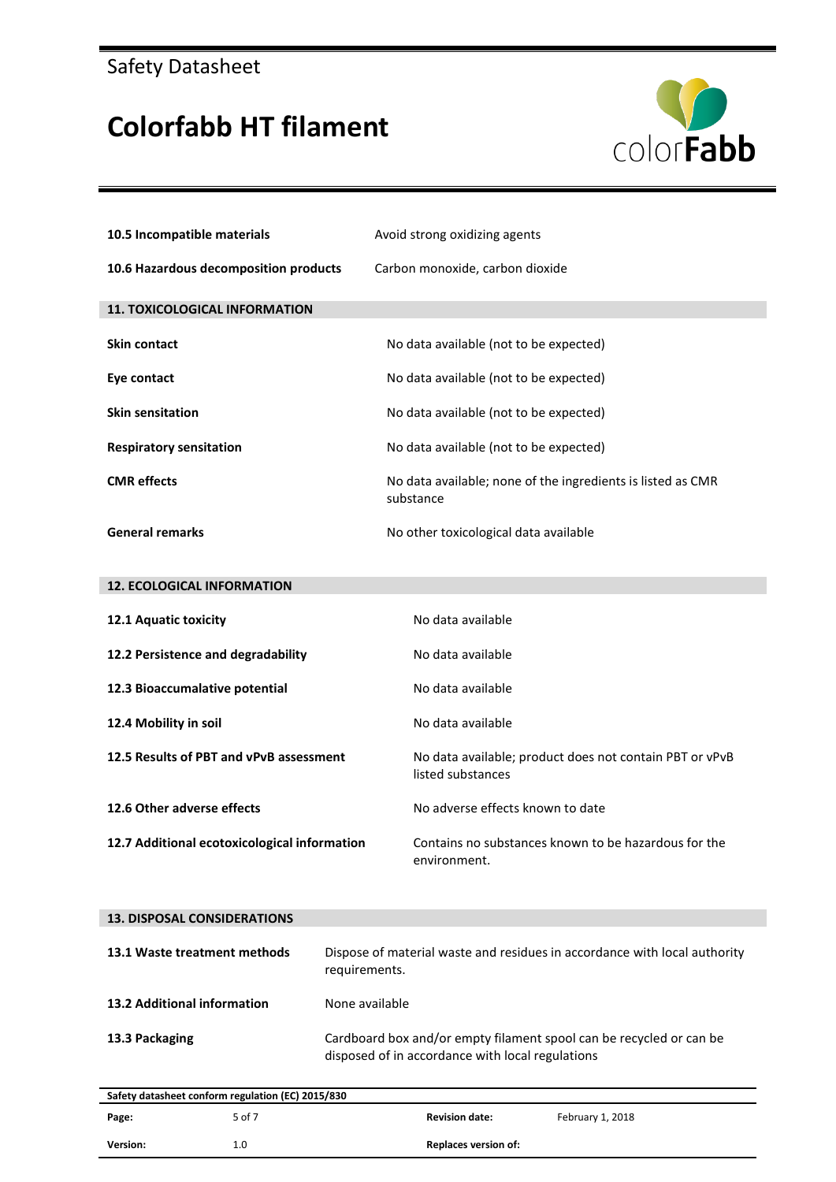| | |
|---|---|
| **10.5 Incompatible materials** | Avoid strong oxidizing agents |
| **10.6 Hazardous decomposition products** | Carbon monoxide, carbon dioxide |

## 11. TOXICOLOGICAL INFORMATION

| | |
|---|---|
| **Skin contact** | No data available (not to be expected) |
| **Eye contact** | No data available (not to be expected) |
| **Skin sensitation** | No data available (not to be expected) |
| **Respiratory sensitation** | No data available (not to be expected) |
| **CMR effects** | No data available; none of the ingredients is listed as CMR substance |
| **General remarks** | No other toxicological data available |

## 12. ECOLOGICAL INFORMATION

| | |
|---|---|
| **12.1 Aquatic toxicity** | No data available |
| **12.2 Persistence and degradability** | No data available |
| **12.3 Bioaccumalative potential** | No data available |
| **12.4 Mobility in soil** | No data available |
| **12.5 Results of PBT and vPvB assessment** | No data available; product does not contain PBT or vPvB listed substances |
| **12.6 Other adverse effects** | No adverse effects known to date |
| **12.7 Additional ecotoxicological information** | Contains no substances known to be hazardous for the environment. |

## 13. DISPOSAL CONSIDERATIONS

| | |
|---|---|
| **13.1 Waste treatment methods** | Dispose of material waste and residues in accordance with local authority requirements. |
| **13.2 Additional information** | None available |
| **13.3 Packaging** | Cardboard box and/or empty filament spool can be recycled or can be disposed of in accordance with local regulations |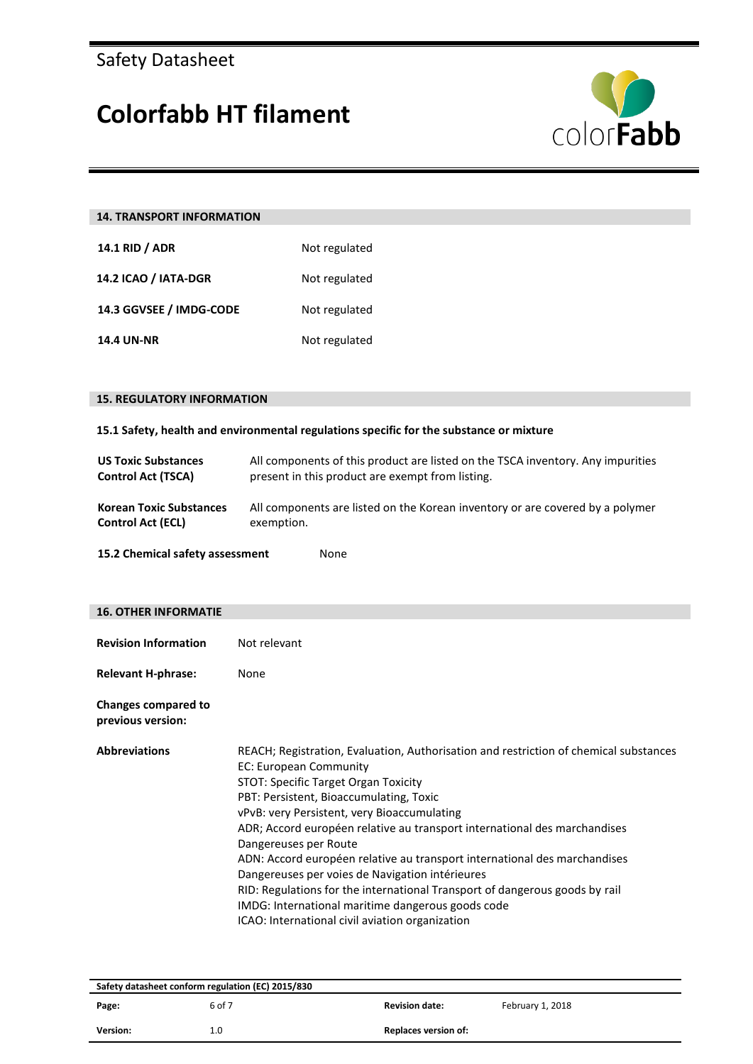## 14. TRANSPORT INFORMATION

| | |
|---|---|
| **14.1 RID / ADR** | Not regulated |
| **14.2 ICAO / IATA-DGR** | Not regulated |
| **14.3 GGVSEE / IMDG-CODE** | Not regulated |
| **14.4 UN-NR** | Not regulated |

## 15. REGULATORY INFORMATION

**15.1 Safety, health and environmental regulations specific for the substance or mixture**

| | |
|---|---|
| **US Toxic Substances Control Act (TSCA)** | All components of this product are listed on the TSCA inventory. Any impurities present in this product are exempt from listing. |
| **Korean Toxic Substances Control Act (ECL)** | All components are listed on the Korean inventory or are covered by a polymer exemption. |

**15.2 Chemical safety assessment** None

## 16. OTHER INFORMATIE

**Revision Information** Not relevant

**Relevant H-phrase:** None

**Changes compared to previous version:**

**Abbreviations**

REACH; Registration, Evaluation, Authorisation and restriction of chemical substances
EC: European Community
STOT: Specific Target Organ Toxicity
PBT: Persistent, Bioaccumulating, Toxic
vPvB: very Persistent, very Bioaccumulating
ADR; Accord européen relative au transport international des marchandises Dangereuses per Route
ADN: Accord européen relative au transport international des marchandises Dangereuses per voies de Navigation intérieures
RID: Regulations for the international Transport of dangerous goods by rail
IMDG: International maritime dangerous goods code
ICAO: International civil aviation organization

| Safety datasheet conform regulation (EC) 2015/830 | | | |
|---|---|---|---|
| **Page:** | 6 of 7 | **Revision date:** | February 1, 2018 |
| **Version:** | 1.0 | **Replaces version of:** | |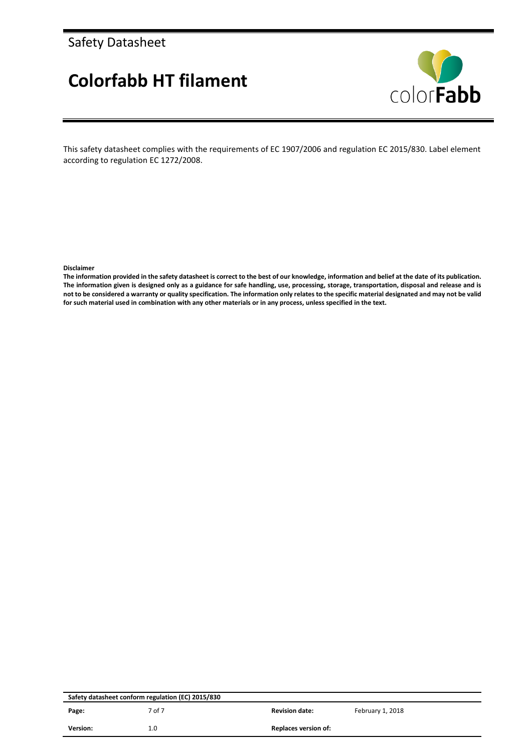This safety datasheet complies with the requirements of EC 1907/2006 and regulation EC 2015/830. Label element according to regulation EC 1272/2008.

**Disclaimer**

**The information provided in the safety datasheet is correct to the best of our knowledge, information and belief at the date of its publication. The information given is designed only as a guidance for safe handling, use, processing, storage, transportation, disposal and release and is not to be considered a warranty or quality specification. The information only relates to the specific material designated and may not be valid for such material used in combination with any other materials or in any process, unless specified in the text.**